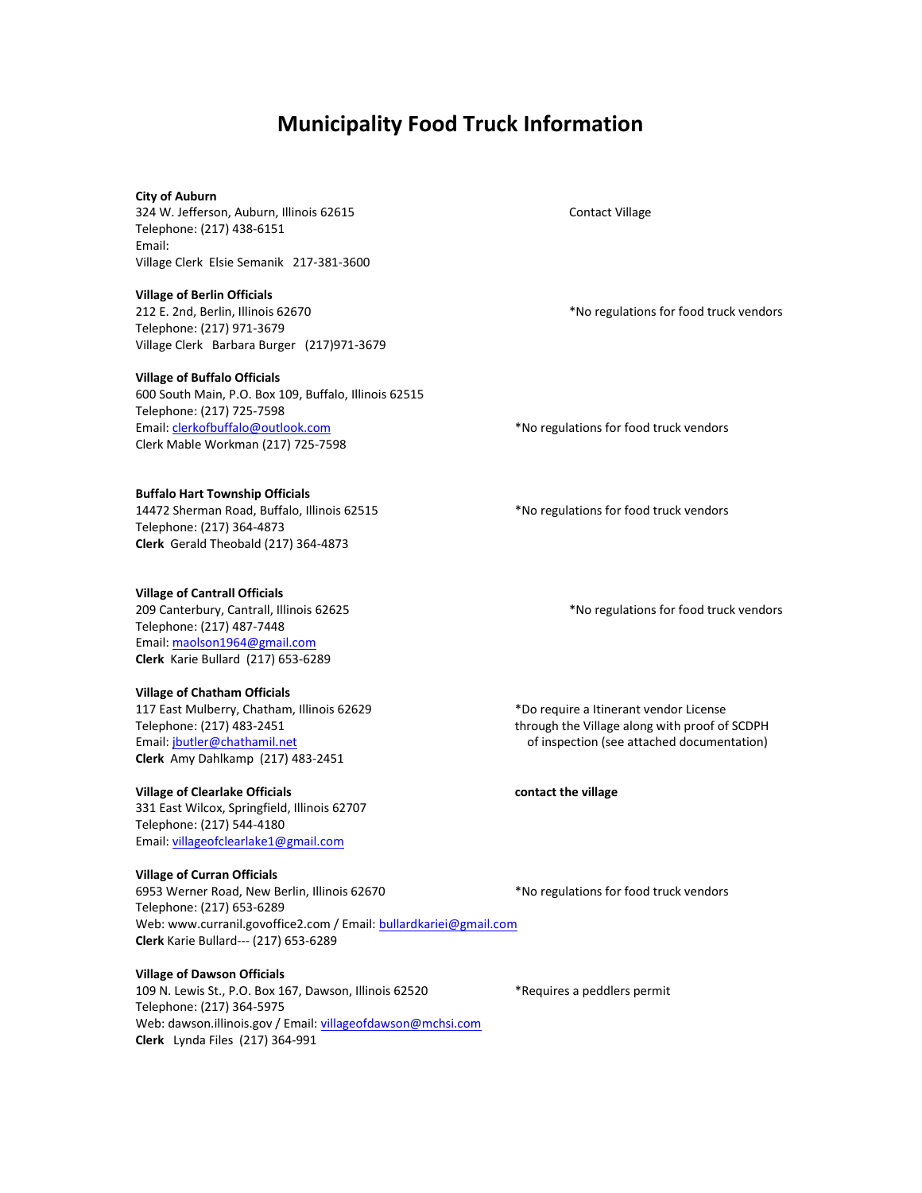# Municipality Food Truck Information

**City of Auburn**
324 W. Jefferson, Auburn, Illinois 62615
Telephone: (217) 438-6151
Email:
Village Clerk Elsie Semanik 217-381-3600

Contact Village

**Village of Berlin Officials**
212 E. 2nd, Berlin, Illinois 62670
Telephone: (217) 971-3679
Village Clerk Barbara Burger (217)971-3679

*No regulations for food truck vendors

**Village of Buffalo Officials**
600 South Main, P.O. Box 109, Buffalo, Illinois 62515
Telephone: (217) 725-7598
Email: clerkofbuffalo@outlook.com
Clerk Mable Workman (217) 725-7598

*No regulations for food truck vendors

**Buffalo Hart Township Officials**
14472 Sherman Road, Buffalo, Illinois 62515
Telephone: (217) 364-4873
**Clerk** Gerald Theobald (217) 364-4873

*No regulations for food truck vendors

**Village of Cantrall Officials**
209 Canterbury, Cantrall, Illinois 62625
Telephone: (217) 487-7448
Email: maolson1964@gmail.com
**Clerk** Karie Bullard (217) 653-6289

*No regulations for food truck vendors

**Village of Chatham Officials**
117 East Mulberry, Chatham, Illinois 62629
Telephone: (217) 483-2451
Email: jbutler@chathamil.net
**Clerk** Amy Dahlkamp (217) 483-2451

*Do require a Itinerant vendor License through the Village along with proof of SCDPH of inspection (see attached documentation)

**Village of Clearlake Officials**
331 East Wilcox, Springfield, Illinois 62707
Telephone: (217) 544-4180
Email: villageofclearlake1@gmail.com

**contact the village**

**Village of Curran Officials**
6953 Werner Road, New Berlin, Illinois 62670
Telephone: (217) 653-6289
Web: www.curranil.govoffice2.com / Email: bullardkariei@gmail.com
**Clerk** Karie Bullard--- (217) 653-6289

*No regulations for food truck vendors

**Village of Dawson Officials**
109 N. Lewis St., P.O. Box 167, Dawson, Illinois 62520
Telephone: (217) 364-5975
Web: dawson.illinois.gov / Email: villageofdawson@mchsi.com
**Clerk** Lynda Files (217) 364-991

*Requires a peddlers permit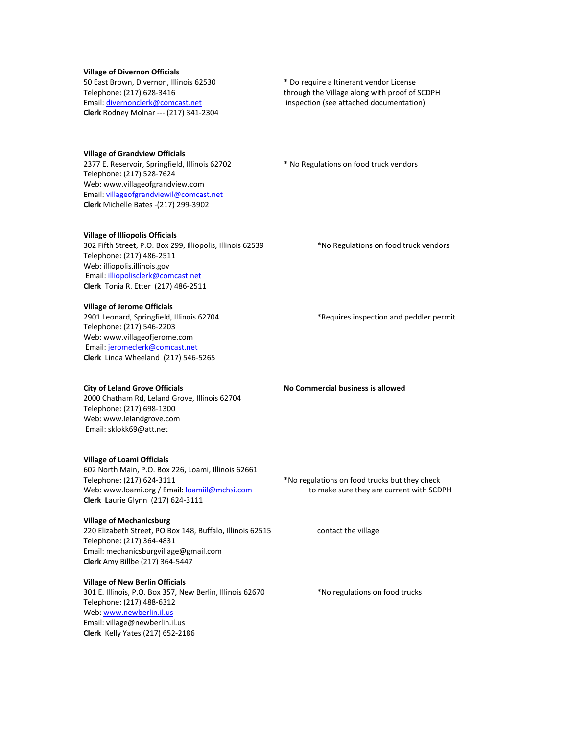**Village of Divernon Officials**
50 East Brown, Divernon, Illinois 62530
Telephone: (217) 628-3416
Email: divernonclerk@comcast.net
**Clerk** Rodney Molnar --- (217) 341-2304

* Do require a Itinerant vendor License through the Village along with proof of SCDPH inspection (see attached documentation)

**Village of Grandview Officials**
2377 E. Reservoir, Springfield, Illinois 62702
Telephone: (217) 528-7624
Web: www.villageofgrandview.com
Email: villageofgrandviewil@comcast.net
**Clerk** Michelle Bates -(217) 299-3902

* No Regulations on food truck vendors

**Village of Illiopolis Officials**
302 Fifth Street, P.O. Box 299, Illiopolis, Illinois 62539
Telephone: (217) 486-2511
Web: illiopolis.illinois.gov
Email: illiopolisclerk@comcast.net
**Clerk** Tonia R. Etter (217) 486-2511

*No Regulations on food truck vendors

**Village of Jerome Officials**
2901 Leonard, Springfield, Illinois 62704
Telephone: (217) 546-2203
Web: www.villageofjerome.com
Email: jeromeclerk@comcast.net
**Clerk** Linda Wheeland (217) 546-5265

*Requires inspection and peddler permit

**City of Leland Grove Officials**
2000 Chatham Rd, Leland Grove, Illinois 62704
Telephone: (217) 698-1300
Web: www.lelandgrove.com
Email: sklokk69@att.net

**No Commercial business is allowed**

**Village of Loami Officials**
602 North Main, P.O. Box 226, Loami, Illinois 62661
Telephone: (217) 624-3111
Web: www.loami.org / Email: loamiil@mchsi.com
**Clerk** **L**aurie Glynn (217) 624-3111

*No regulations on food trucks but they check to make sure they are current with SCDPH

**Village of Mechanicsburg**
220 Elizabeth Street, PO Box 148, Buffalo, Illinois 62515
Telephone: (217) 364-4831
Email: mechanicsburgvillage@gmail.com
**Clerk** Amy Billbe (217) 364-5447

contact the village

**Village of New Berlin Officials**
301 E. Illinois, P.O. Box 357, New Berlin, Illinois 62670
Telephone: (217) 488-6312
Web: www.newberlin.il.us
Email: village@newberlin.il.us
**Clerk** Kelly Yates (217) 652-2186

*No regulations on food trucks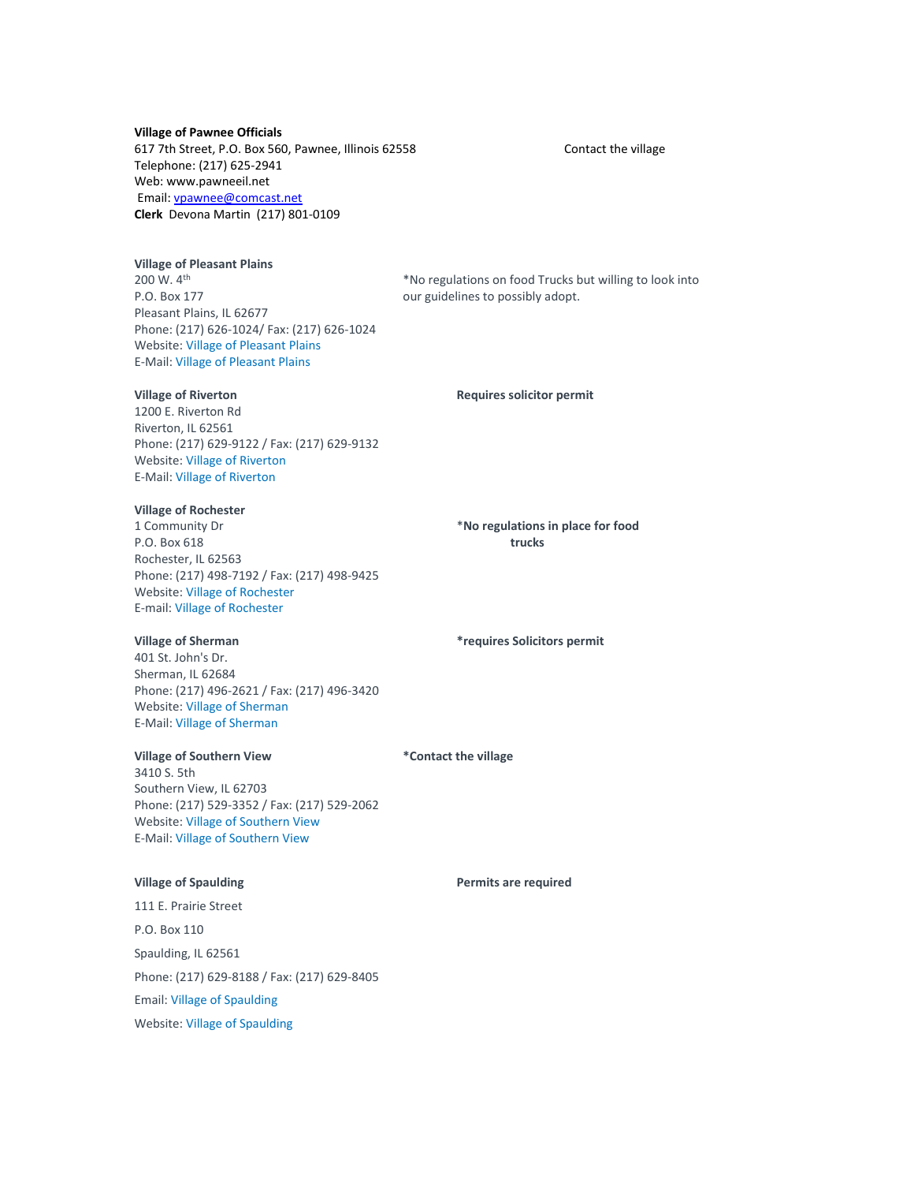**Village of Pawnee Officials**
617 7th Street, P.O. Box 560, Pawnee, Illinois 62558
Telephone: (217) 625-2941
Web: www.pawneeil.net
Email: [vpawnee@comcast.net](mailto:vpawnee@comcast.net)
**Clerk** Devona Martin (217) 801-0109

Contact the village

**Village of Pleasant Plains**
200 W. 4th
P.O. Box 177
Pleasant Plains, IL 62677
Phone: (217) 626-1024/ Fax: (217) 626-1024
Website: Village of Pleasant Plains
E-Mail: Village of Pleasant Plains

*No regulations on food Trucks but willing to look into our guidelines to possibly adopt.

**Village of Riverton**
1200 E. Riverton Rd
Riverton, IL 62561
Phone: (217) 629-9122 / Fax: (217) 629-9132
Website: Village of Riverton
E-Mail: Village of Riverton

**Requires solicitor permit**

**Village of Rochester**
1 Community Dr
P.O. Box 618
Rochester, IL 62563
Phone: (217) 498-7192 / Fax: (217) 498-9425
Website: Village of Rochester
E-mail: Village of Rochester

***No regulations in place for food trucks**

**Village of Sherman**
401 St. John's Dr.
Sherman, IL 62684
Phone: (217) 496-2621 / Fax: (217) 496-3420
Website: Village of Sherman
E-Mail: Village of Sherman

***requires Solicitors permit**

**Village of Southern View**
3410 S. 5th
Southern View, IL 62703
Phone: (217) 529-3352 / Fax: (217) 529-2062
Website: Village of Southern View
E-Mail: Village of Southern View

***Contact the village**

**Village of Spaulding**

111 E. Prairie Street

P.O. Box 110

Spaulding, IL 62561

Phone: (217) 629-8188 / Fax: (217) 629-8405

Email: Village of Spaulding

Website: Village of Spaulding

**Permits are required**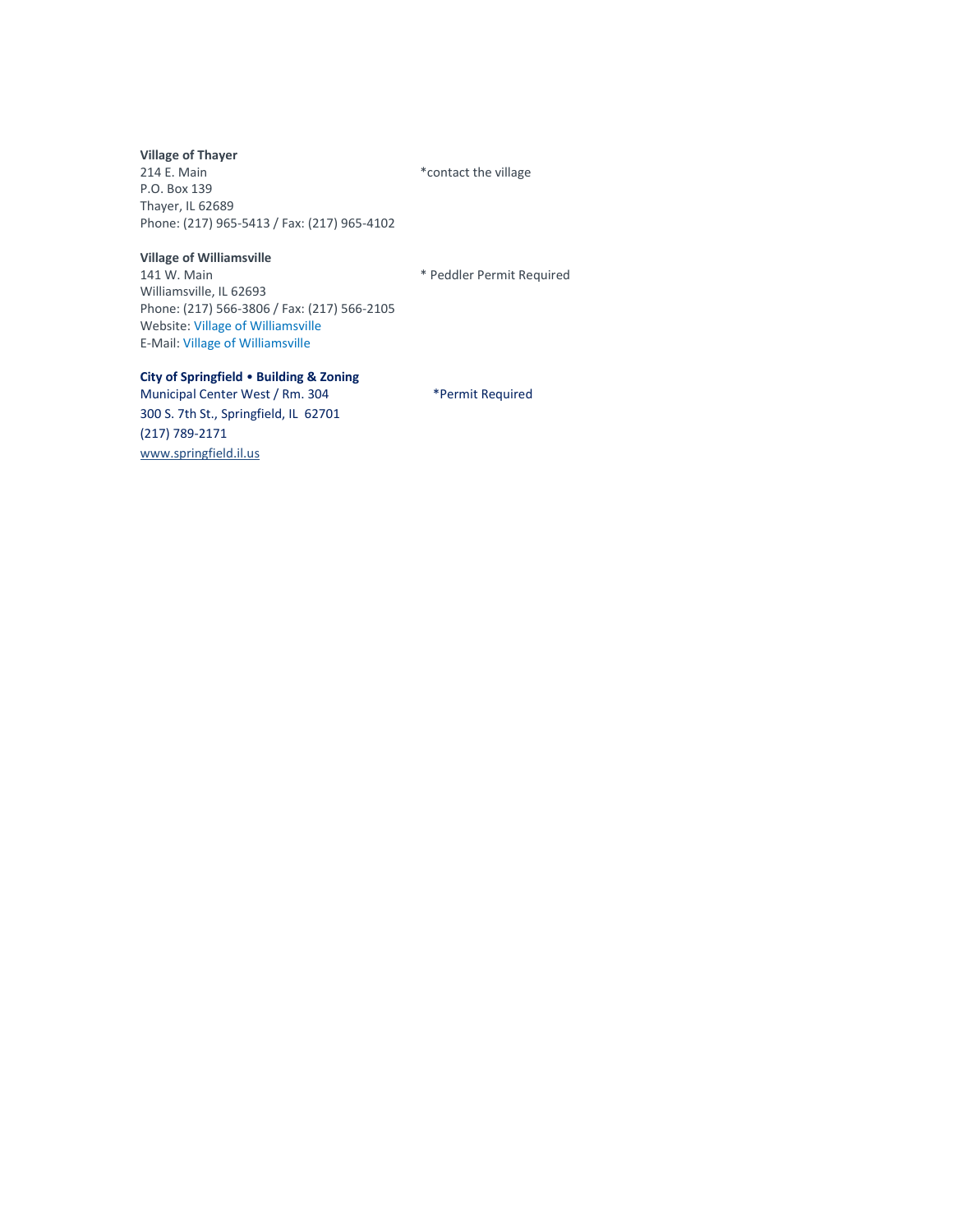**Village of Thayer**
214 E. Main
P.O. Box 139
Thayer, IL 62689
Phone: (217) 965-5413 / Fax: (217) 965-4102

*contact the village

**Village of Williamsville**
141 W. Main
Williamsville, IL 62693
Phone: (217) 566-3806 / Fax: (217) 566-2105
Website: Village of Williamsville
E-Mail: Village of Williamsville

* Peddler Permit Required

**City of Springfield • Building & Zoning**
Municipal Center West / Rm. 304
300 S. 7th St., Springfield, IL 62701
(217) 789-2171
www.springfield.il.us

*Permit Required